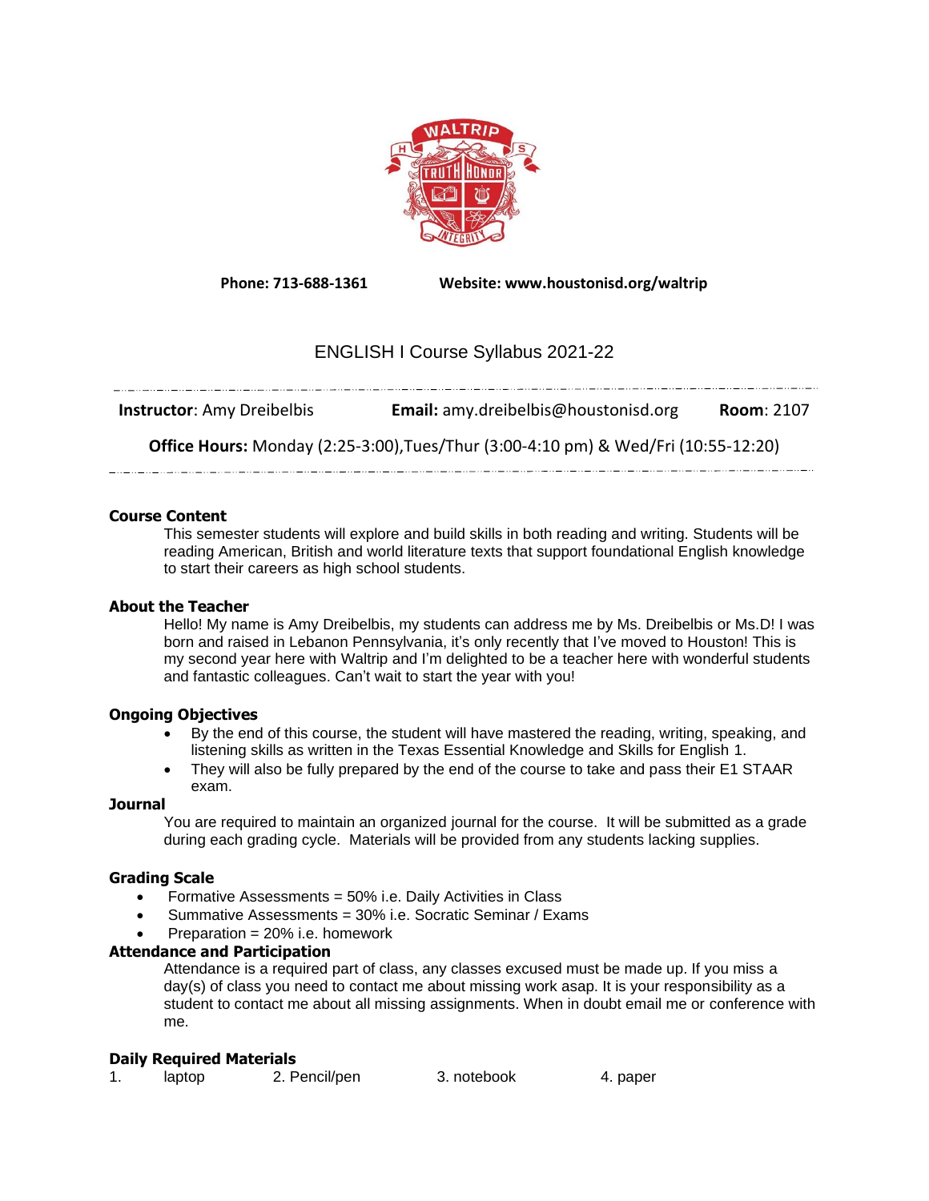**Phone: 713-688-1361** **Website: www.houstonisd.org/waltrip**

# ENGLISH I Course Syllabus 2021-22

**Instructor**: Amy Dreibelbis **Email:** amy.dreibelbis@houstonisd.org **Room**: 2107

**Office Hours:** Monday (2:25-3:00),Tues/Thur (3:00-4:10 pm) & Wed/Fri (10:55-12:20)

## Course Content

This semester students will explore and build skills in both reading and writing. Students will be reading American, British and world literature texts that support foundational English knowledge to start their careers as high school students.

## About the Teacher

Hello! My name is Amy Dreibelbis, my students can address me by Ms. Dreibelbis or Ms.D! I was born and raised in Lebanon Pennsylvania, it's only recently that I've moved to Houston! This is my second year here with Waltrip and I'm delighted to be a teacher here with wonderful students and fantastic colleagues. Can't wait to start the year with you!

## Ongoing Objectives

- By the end of this course, the student will have mastered the reading, writing, speaking, and listening skills as written in the Texas Essential Knowledge and Skills for English 1.
- They will also be fully prepared by the end of the course to take and pass their E1 STAAR exam.

## Journal

You are required to maintain an organized journal for the course. It will be submitted as a grade during each grading cycle. Materials will be provided from any students lacking supplies.

## Grading Scale

- Formative Assessments = 50% i.e. Daily Activities in Class
- Summative Assessments = 30% i.e. Socratic Seminar / Exams
- Preparation = 20% i.e. homework

## Attendance and Participation

Attendance is a required part of class, any classes excused must be made up. If you miss a day(s) of class you need to contact me about missing work asap. It is your responsibility as a student to contact me about all missing assignments. When in doubt email me or conference with me.

## Daily Required Materials

1. laptop 2. Pencil/pen 3. notebook 4. paper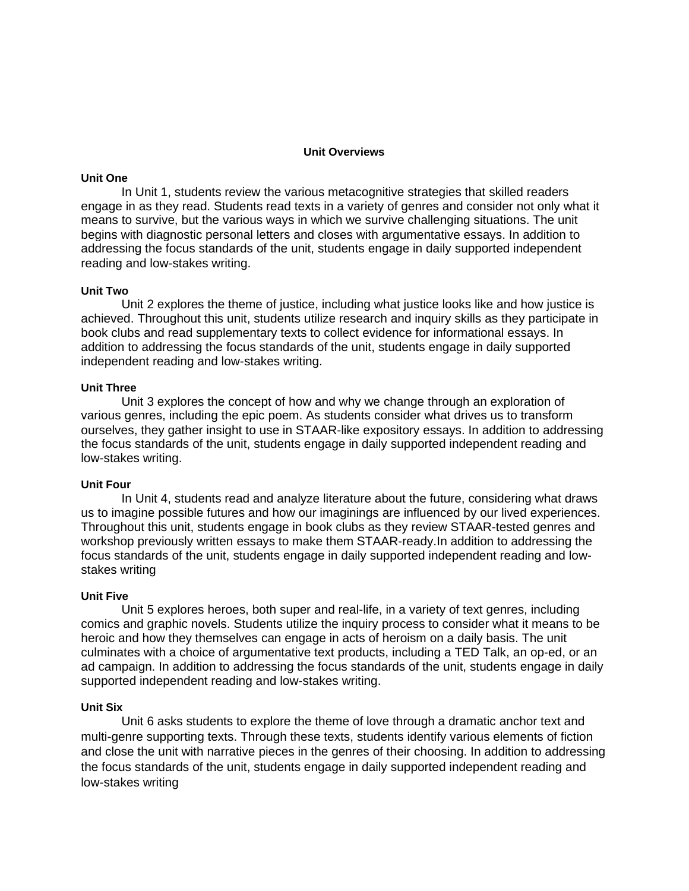## Unit Overviews

### Unit One

In Unit 1, students review the various metacognitive strategies that skilled readers engage in as they read. Students read texts in a variety of genres and consider not only what it means to survive, but the various ways in which we survive challenging situations. The unit begins with diagnostic personal letters and closes with argumentative essays. In addition to addressing the focus standards of the unit, students engage in daily supported independent reading and low-stakes writing.

### Unit Two

Unit 2 explores the theme of justice, including what justice looks like and how justice is achieved. Throughout this unit, students utilize research and inquiry skills as they participate in book clubs and read supplementary texts to collect evidence for informational essays. In addition to addressing the focus standards of the unit, students engage in daily supported independent reading and low-stakes writing.

### Unit Three

Unit 3 explores the concept of how and why we change through an exploration of various genres, including the epic poem. As students consider what drives us to transform ourselves, they gather insight to use in STAAR-like expository essays. In addition to addressing the focus standards of the unit, students engage in daily supported independent reading and low-stakes writing.

### Unit Four

In Unit 4, students read and analyze literature about the future, considering what draws us to imagine possible futures and how our imaginings are influenced by our lived experiences. Throughout this unit, students engage in book clubs as they review STAAR-tested genres and workshop previously written essays to make them STAAR-ready.In addition to addressing the focus standards of the unit, students engage in daily supported independent reading and low-stakes writing

### Unit Five

Unit 5 explores heroes, both super and real-life, in a variety of text genres, including comics and graphic novels. Students utilize the inquiry process to consider what it means to be heroic and how they themselves can engage in acts of heroism on a daily basis. The unit culminates with a choice of argumentative text products, including a TED Talk, an op-ed, or an ad campaign. In addition to addressing the focus standards of the unit, students engage in daily supported independent reading and low-stakes writing.

### Unit Six

Unit 6 asks students to explore the theme of love through a dramatic anchor text and multi-genre supporting texts. Through these texts, students identify various elements of fiction and close the unit with narrative pieces in the genres of their choosing. In addition to addressing the focus standards of the unit, students engage in daily supported independent reading and low-stakes writing